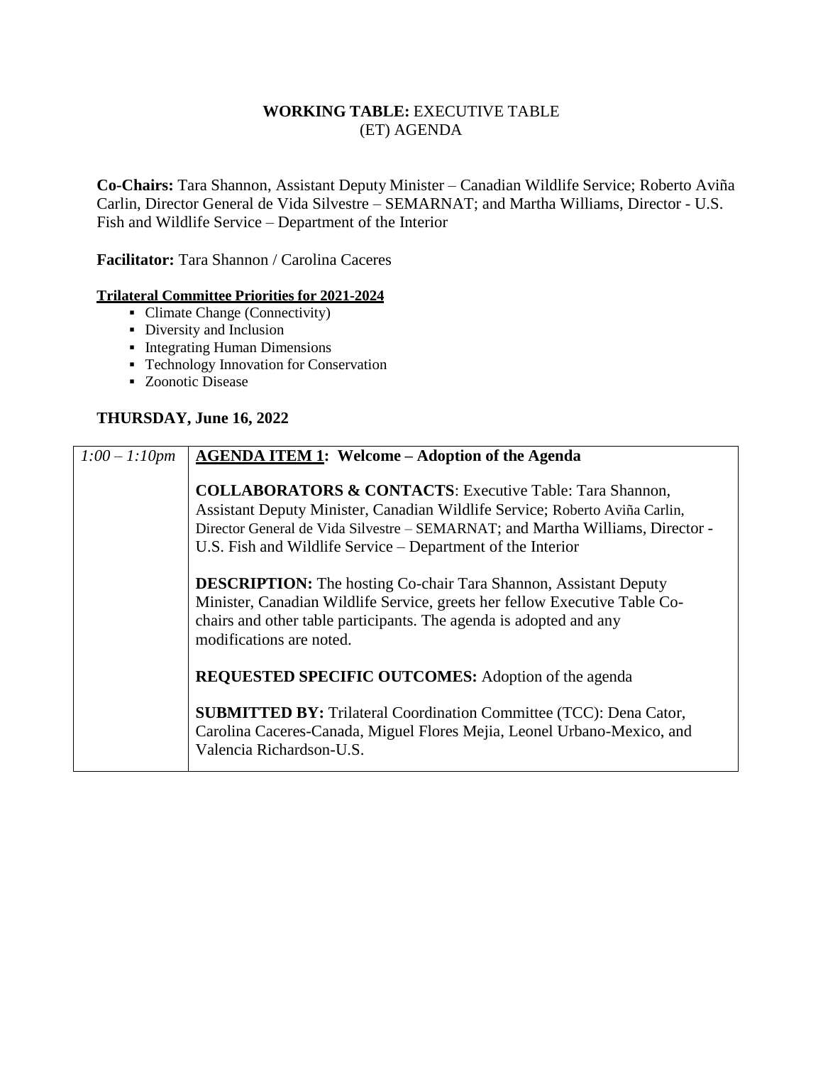**WORKING TABLE:** EXECUTIVE TABLE (ET) AGENDA

**Co-Chairs:** Tara Shannon, Assistant Deputy Minister – Canadian Wildlife Service; Roberto Aviña Carlin, Director General de Vida Silvestre – SEMARNAT; and Martha Williams, Director - U.S. Fish and Wildlife Service – Department of the Interior

**Facilitator:** Tara Shannon / Carolina Caceres

**Trilateral Committee Priorities for 2021-2024**

- Climate Change (Connectivity)
- Diversity and Inclusion
- Integrating Human Dimensions
- Technology Innovation for Conservation
- Zoonotic Disease

**THURSDAY, June 16, 2022**

| | |
|---|---|
| *1:00 – 1:10pm* | **AGENDA ITEM 1: Welcome – Adoption of the Agenda**<br><br>**COLLABORATORS & CONTACTS**: Executive Table: Tara Shannon, Assistant Deputy Minister, Canadian Wildlife Service; Roberto Aviña Carlin, Director General de Vida Silvestre – SEMARNAT; and Martha Williams, Director - U.S. Fish and Wildlife Service – Department of the Interior<br><br>**DESCRIPTION:** The hosting Co-chair Tara Shannon, Assistant Deputy Minister, Canadian Wildlife Service, greets her fellow Executive Table Co-chairs and other table participants. The agenda is adopted and any modifications are noted.<br><br>**REQUESTED SPECIFIC OUTCOMES:** Adoption of the agenda<br><br>**SUBMITTED BY:** Trilateral Coordination Committee (TCC): Dena Cator, Carolina Caceres-Canada, Miguel Flores Mejia, Leonel Urbano-Mexico, and Valencia Richardson-U.S. |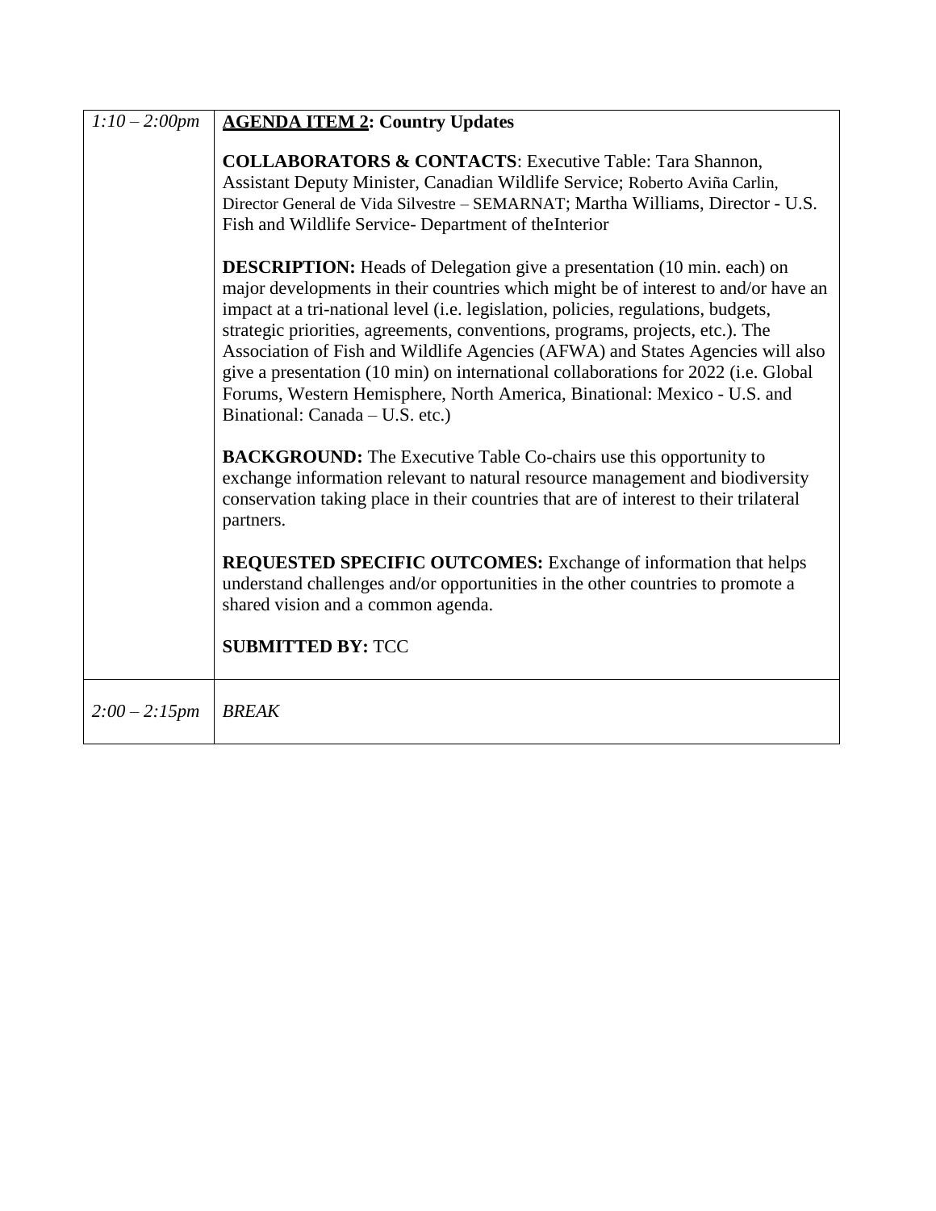| | |
|---|---|
| *1:10 – 2:00pm* | **<u>AGENDA ITEM 2</u>: Country Updates**<br><br>**COLLABORATORS & CONTACTS**: Executive Table: Tara Shannon, Assistant Deputy Minister, Canadian Wildlife Service; Roberto Aviña Carlin, Director General de Vida Silvestre – SEMARNAT; Martha Williams, Director - U.S. Fish and Wildlife Service- Department of theInterior<br><br>**DESCRIPTION:** Heads of Delegation give a presentation (10 min. each) on major developments in their countries which might be of interest to and/or have an impact at a tri-national level (i.e. legislation, policies, regulations, budgets, strategic priorities, agreements, conventions, programs, projects, etc.). The Association of Fish and Wildlife Agencies (AFWA) and States Agencies will also give a presentation (10 min) on international collaborations for 2022 (i.e. Global Forums, Western Hemisphere, North America, Binational: Mexico - U.S. and Binational: Canada – U.S. etc.)<br><br>**BACKGROUND:** The Executive Table Co-chairs use this opportunity to exchange information relevant to natural resource management and biodiversity conservation taking place in their countries that are of interest to their trilateral partners.<br><br>**REQUESTED SPECIFIC OUTCOMES:** Exchange of information that helps understand challenges and/or opportunities in the other countries to promote a shared vision and a common agenda.<br><br>**SUBMITTED BY:** TCC |
| *2:00 – 2:15pm* | *BREAK* |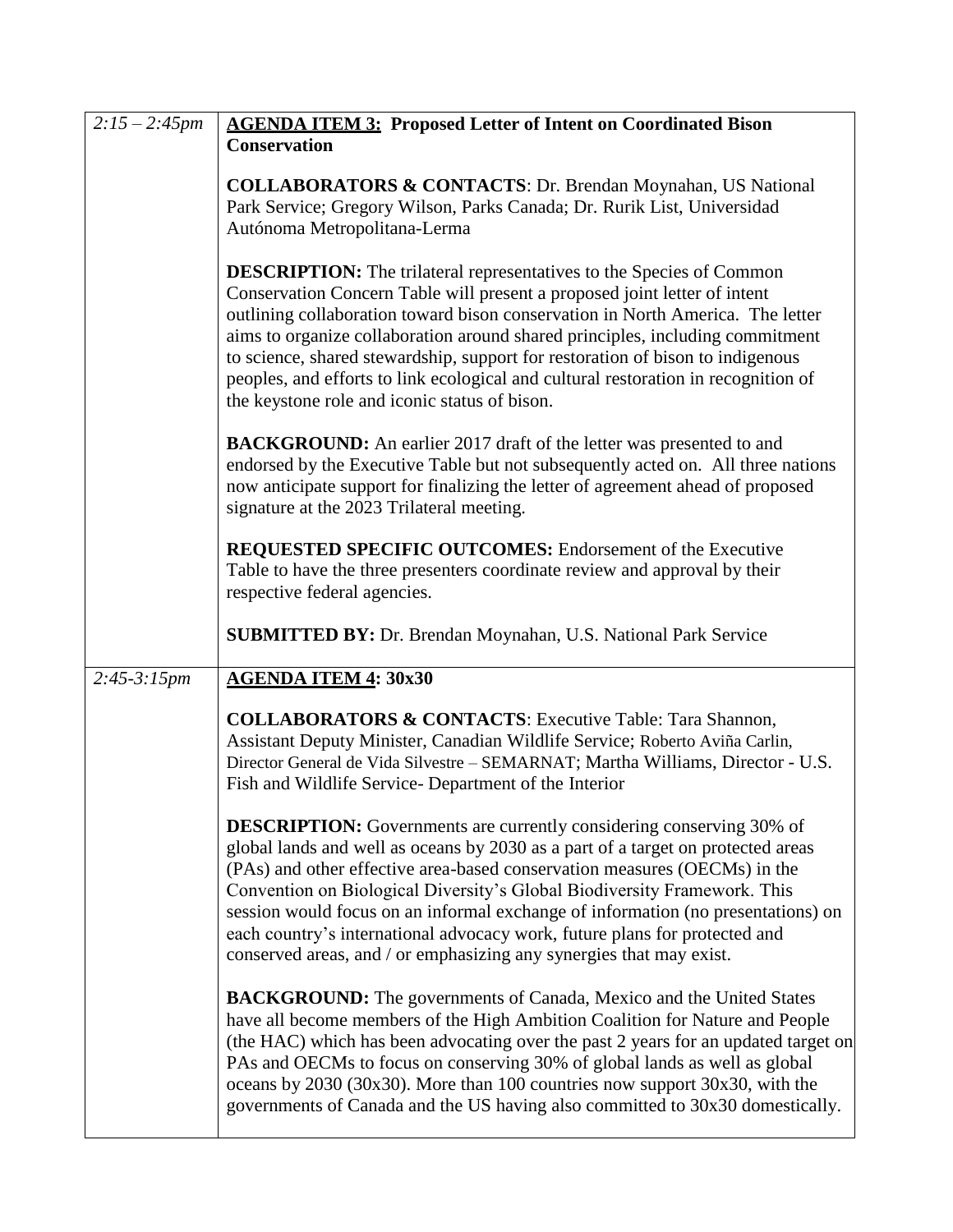| | |
|---|---|
| *2:15 – 2:45pm* | **AGENDA ITEM 3: Proposed Letter of Intent on Coordinated Bison Conservation**<br><br>**COLLABORATORS & CONTACTS**: Dr. Brendan Moynahan, US National Park Service; Gregory Wilson, Parks Canada; Dr. Rurik List, Universidad Autónoma Metropolitana-Lerma<br><br>**DESCRIPTION:** The trilateral representatives to the Species of Common Conservation Concern Table will present a proposed joint letter of intent outlining collaboration toward bison conservation in North America. The letter aims to organize collaboration around shared principles, including commitment to science, shared stewardship, support for restoration of bison to indigenous peoples, and efforts to link ecological and cultural restoration in recognition of the keystone role and iconic status of bison.<br><br>**BACKGROUND:** An earlier 2017 draft of the letter was presented to and endorsed by the Executive Table but not subsequently acted on. All three nations now anticipate support for finalizing the letter of agreement ahead of proposed signature at the 2023 Trilateral meeting.<br><br>**REQUESTED SPECIFIC OUTCOMES:** Endorsement of the Executive Table to have the three presenters coordinate review and approval by their respective federal agencies.<br><br>**SUBMITTED BY:** Dr. Brendan Moynahan, U.S. National Park Service |
| *2:45-3:15pm* | **AGENDA ITEM 4: 30x30**<br><br>**COLLABORATORS & CONTACTS**: Executive Table: Tara Shannon, Assistant Deputy Minister, Canadian Wildlife Service; Roberto Aviña Carlin, Director General de Vida Silvestre – SEMARNAT; Martha Williams, Director - U.S. Fish and Wildlife Service- Department of the Interior<br><br>**DESCRIPTION:** Governments are currently considering conserving 30% of global lands and well as oceans by 2030 as a part of a target on protected areas (PAs) and other effective area-based conservation measures (OECMs) in the Convention on Biological Diversity's Global Biodiversity Framework. This session would focus on an informal exchange of information (no presentations) on each country's international advocacy work, future plans for protected and conserved areas, and / or emphasizing any synergies that may exist.<br><br>**BACKGROUND:** The governments of Canada, Mexico and the United States have all become members of the High Ambition Coalition for Nature and People (the HAC) which has been advocating over the past 2 years for an updated target on PAs and OECMs to focus on conserving 30% of global lands as well as global oceans by 2030 (30x30). More than 100 countries now support 30x30, with the governments of Canada and the US having also committed to 30x30 domestically. |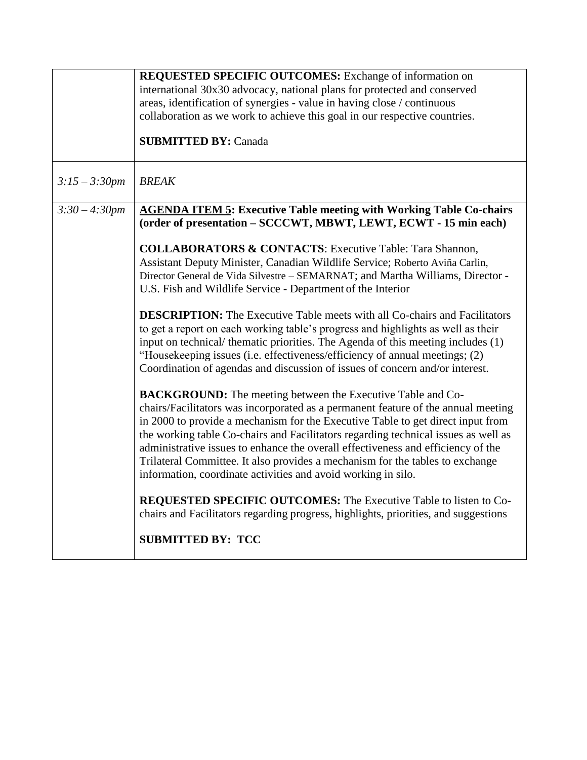| | |
|---|---|
| | **REQUESTED SPECIFIC OUTCOMES:** Exchange of information on international 30x30 advocacy, national plans for protected and conserved areas, identification of synergies - value in having close / continuous collaboration as we work to achieve this goal in our respective countries.<br><br>**SUBMITTED BY:** Canada |
| *3:15 – 3:30pm* | *BREAK* |
| *3:30 – 4:30pm* | **<u>AGENDA ITEM 5</u>: Executive Table meeting with Working Table Co-chairs (order of presentation – SCCCWT, MBWT, LEWT, ECWT - 15 min each)**<br><br>**COLLABORATORS & CONTACTS**: Executive Table: Tara Shannon, Assistant Deputy Minister, Canadian Wildlife Service; Roberto Aviña Carlin, Director General de Vida Silvestre – SEMARNAT; and Martha Williams, Director - U.S. Fish and Wildlife Service - Department of the Interior<br><br>**DESCRIPTION:** The Executive Table meets with all Co-chairs and Facilitators to get a report on each working table's progress and highlights as well as their input on technical/ thematic priorities. The Agenda of this meeting includes (1) "Housekeeping issues (i.e. effectiveness/efficiency of annual meetings; (2) Coordination of agendas and discussion of issues of concern and/or interest.<br><br>**BACKGROUND:** The meeting between the Executive Table and Co-chairs/Facilitators was incorporated as a permanent feature of the annual meeting in 2000 to provide a mechanism for the Executive Table to get direct input from the working table Co-chairs and Facilitators regarding technical issues as well as administrative issues to enhance the overall effectiveness and efficiency of the Trilateral Committee. It also provides a mechanism for the tables to exchange information, coordinate activities and avoid working in silo.<br><br>**REQUESTED SPECIFIC OUTCOMES:** The Executive Table to listen to Co-chairs and Facilitators regarding progress, highlights, priorities, and suggestions<br><br>**SUBMITTED BY: TCC** |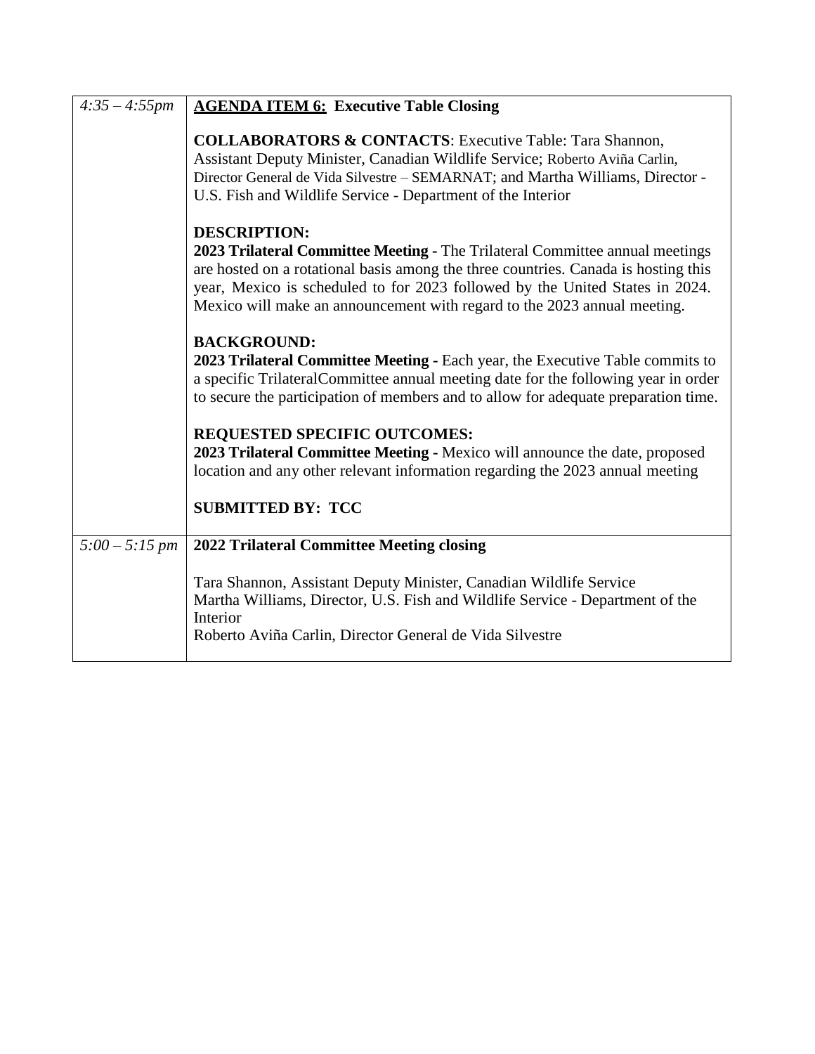| | |
|---|---|
| *4:35 – 4:55pm* | **AGENDA ITEM 6: Executive Table Closing**<br><br>**COLLABORATORS & CONTACTS**: Executive Table: Tara Shannon, Assistant Deputy Minister, Canadian Wildlife Service; Roberto Aviña Carlin, Director General de Vida Silvestre – SEMARNAT; and Martha Williams, Director - U.S. Fish and Wildlife Service - Department of the Interior<br><br>**DESCRIPTION:**<br>**2023 Trilateral Committee Meeting -** The Trilateral Committee annual meetings are hosted on a rotational basis among the three countries. Canada is hosting this year, Mexico is scheduled to for 2023 followed by the United States in 2024. Mexico will make an announcement with regard to the 2023 annual meeting.<br><br>**BACKGROUND:**<br>**2023 Trilateral Committee Meeting -** Each year, the Executive Table commits to a specific TrilateralCommittee annual meeting date for the following year in order to secure the participation of members and to allow for adequate preparation time.<br><br>**REQUESTED SPECIFIC OUTCOMES:**<br>**2023 Trilateral Committee Meeting -** Mexico will announce the date, proposed location and any other relevant information regarding the 2023 annual meeting<br><br>**SUBMITTED BY: TCC** |
| *5:00 – 5:15 pm* | **2022 Trilateral Committee Meeting closing**<br><br>Tara Shannon, Assistant Deputy Minister, Canadian Wildlife Service<br>Martha Williams, Director, U.S. Fish and Wildlife Service - Department of the Interior<br>Roberto Aviña Carlin, Director General de Vida Silvestre |